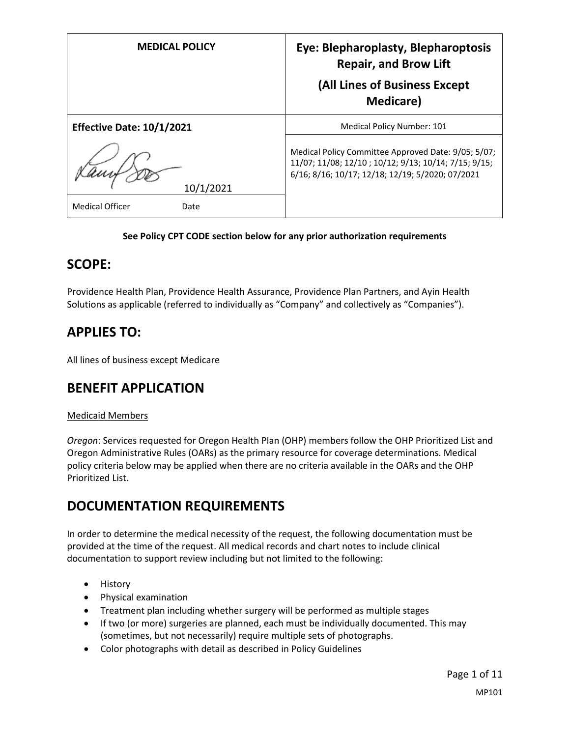| MEDICAL POLICY | Eye: Blepharoplasty, Blepharoptosis Repair, and Brow Lift (All Lines of Business Except Medicare) |
|---|---|
| **Effective Date: 10/1/2021** | Medical Policy Number: 101 |
| 10/1/2021<br>Medical Officer Date | Medical Policy Committee Approved Date: 9/05; 5/07; 11/07; 11/08; 12/10 ; 10/12; 9/13; 10/14; 7/15; 9/15; 6/16; 8/16; 10/17; 12/18; 12/19; 5/2020; 07/2021 |

**See Policy CPT CODE section below for any prior authorization requirements**

## SCOPE:

Providence Health Plan, Providence Health Assurance, Providence Plan Partners, and Ayin Health Solutions as applicable (referred to individually as "Company" and collectively as "Companies").

## APPLIES TO:

All lines of business except Medicare

## BENEFIT APPLICATION

Medicaid Members

*Oregon*: Services requested for Oregon Health Plan (OHP) members follow the OHP Prioritized List and Oregon Administrative Rules (OARs) as the primary resource for coverage determinations. Medical policy criteria below may be applied when there are no criteria available in the OARs and the OHP Prioritized List.

## DOCUMENTATION REQUIREMENTS

In order to determine the medical necessity of the request, the following documentation must be provided at the time of the request. All medical records and chart notes to include clinical documentation to support review including but not limited to the following:

- History
- Physical examination
- Treatment plan including whether surgery will be performed as multiple stages
- If two (or more) surgeries are planned, each must be individually documented. This may (sometimes, but not necessarily) require multiple sets of photographs.
- Color photographs with detail as described in Policy Guidelines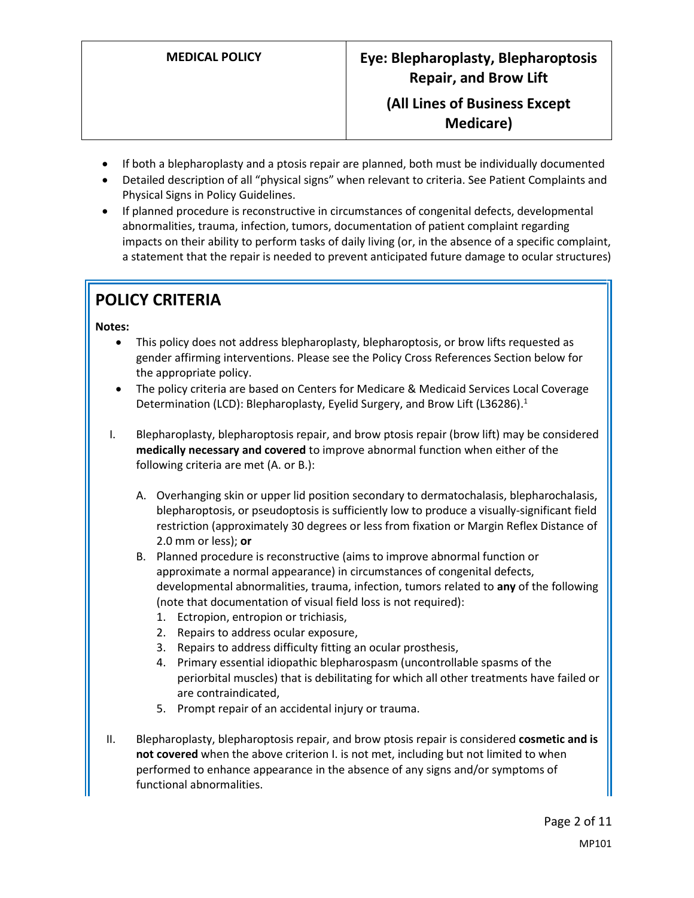- If both a blepharoplasty and a ptosis repair are planned, both must be individually documented
- Detailed description of all "physical signs" when relevant to criteria. See Patient Complaints and Physical Signs in Policy Guidelines.
- If planned procedure is reconstructive in circumstances of congenital defects, developmental abnormalities, trauma, infection, tumors, documentation of patient complaint regarding impacts on their ability to perform tasks of daily living (or, in the absence of a specific complaint, a statement that the repair is needed to prevent anticipated future damage to ocular structures)

## POLICY CRITERIA

**Notes:**

- This policy does not address blepharoplasty, blepharoptosis, or brow lifts requested as gender affirming interventions. Please see the Policy Cross References Section below for the appropriate policy.
- The policy criteria are based on Centers for Medicare & Medicaid Services Local Coverage Determination (LCD): Blepharoplasty, Eyelid Surgery, and Brow Lift (L36286).[1]

I. Blepharoplasty, blepharoptosis repair, and brow ptosis repair (brow lift) may be considered **medically necessary and covered** to improve abnormal function when either of the following criteria are met (A. or B.):

   A. Overhanging skin or upper lid position secondary to dermatochalasis, blepharochalasis, blepharoptosis, or pseudoptosis is sufficiently low to produce a visually-significant field restriction (approximately 30 degrees or less from fixation or Margin Reflex Distance of 2.0 mm or less); **or**

   B. Planned procedure is reconstructive (aims to improve abnormal function or approximate a normal appearance) in circumstances of congenital defects, developmental abnormalities, trauma, infection, tumors related to **any** of the following (note that documentation of visual field loss is not required):

      1. Ectropion, entropion or trichiasis,
      2. Repairs to address ocular exposure,
      3. Repairs to address difficulty fitting an ocular prosthesis,
      4. Primary essential idiopathic blepharospasm (uncontrollable spasms of the periorbital muscles) that is debilitating for which all other treatments have failed or are contraindicated,
      5. Prompt repair of an accidental injury or trauma.

II. Blepharoplasty, blepharoptosis repair, and brow ptosis repair is considered **cosmetic and is not covered** when the above criterion I. is not met, including but not limited to when performed to enhance appearance in the absence of any signs and/or symptoms of functional abnormalities.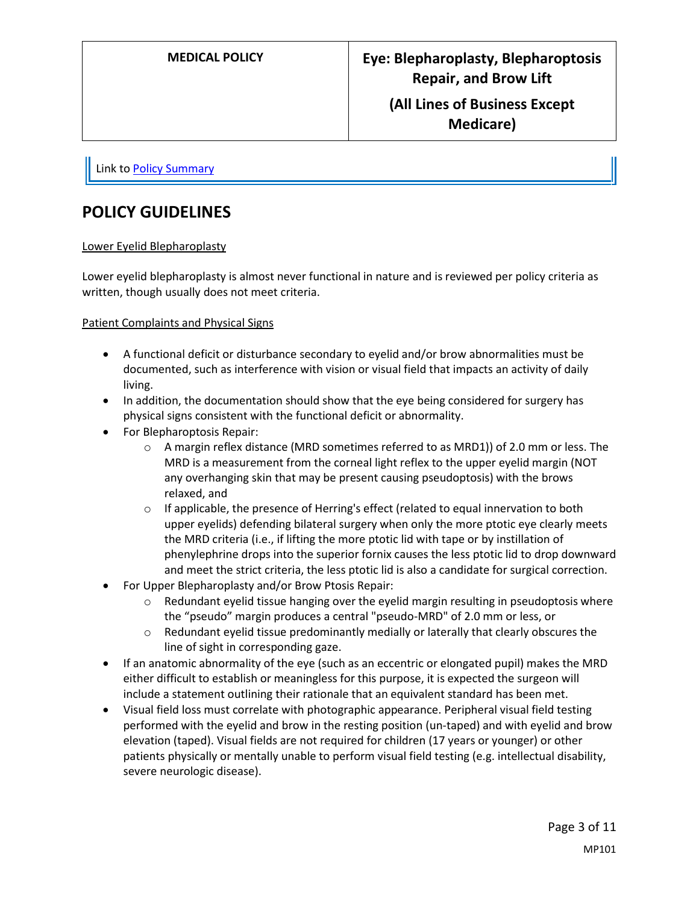Link to Policy Summary

## POLICY GUIDELINES

Lower Eyelid Blepharoplasty

Lower eyelid blepharoplasty is almost never functional in nature and is reviewed per policy criteria as written, though usually does not meet criteria.

Patient Complaints and Physical Signs

- A functional deficit or disturbance secondary to eyelid and/or brow abnormalities must be documented, such as interference with vision or visual field that impacts an activity of daily living.
- In addition, the documentation should show that the eye being considered for surgery has physical signs consistent with the functional deficit or abnormality.
- For Blepharoptosis Repair:
    - A margin reflex distance (MRD sometimes referred to as MRD1)) of 2.0 mm or less. The MRD is a measurement from the corneal light reflex to the upper eyelid margin (NOT any overhanging skin that may be present causing pseudoptosis) with the brows relaxed, and
    - If applicable, the presence of Herring's effect (related to equal innervation to both upper eyelids) defending bilateral surgery when only the more ptotic eye clearly meets the MRD criteria (i.e., if lifting the more ptotic lid with tape or by instillation of phenylephrine drops into the superior fornix causes the less ptotic lid to drop downward and meet the strict criteria, the less ptotic lid is also a candidate for surgical correction.
- For Upper Blepharoplasty and/or Brow Ptosis Repair:
    - Redundant eyelid tissue hanging over the eyelid margin resulting in pseudoptosis where the "pseudo" margin produces a central "pseudo-MRD" of 2.0 mm or less, or
    - Redundant eyelid tissue predominantly medially or laterally that clearly obscures the line of sight in corresponding gaze.
- If an anatomic abnormality of the eye (such as an eccentric or elongated pupil) makes the MRD either difficult to establish or meaningless for this purpose, it is expected the surgeon will include a statement outlining their rationale that an equivalent standard has been met.
- Visual field loss must correlate with photographic appearance. Peripheral visual field testing performed with the eyelid and brow in the resting position (un-taped) and with eyelid and brow elevation (taped). Visual fields are not required for children (17 years or younger) or other patients physically or mentally unable to perform visual field testing (e.g. intellectual disability, severe neurologic disease).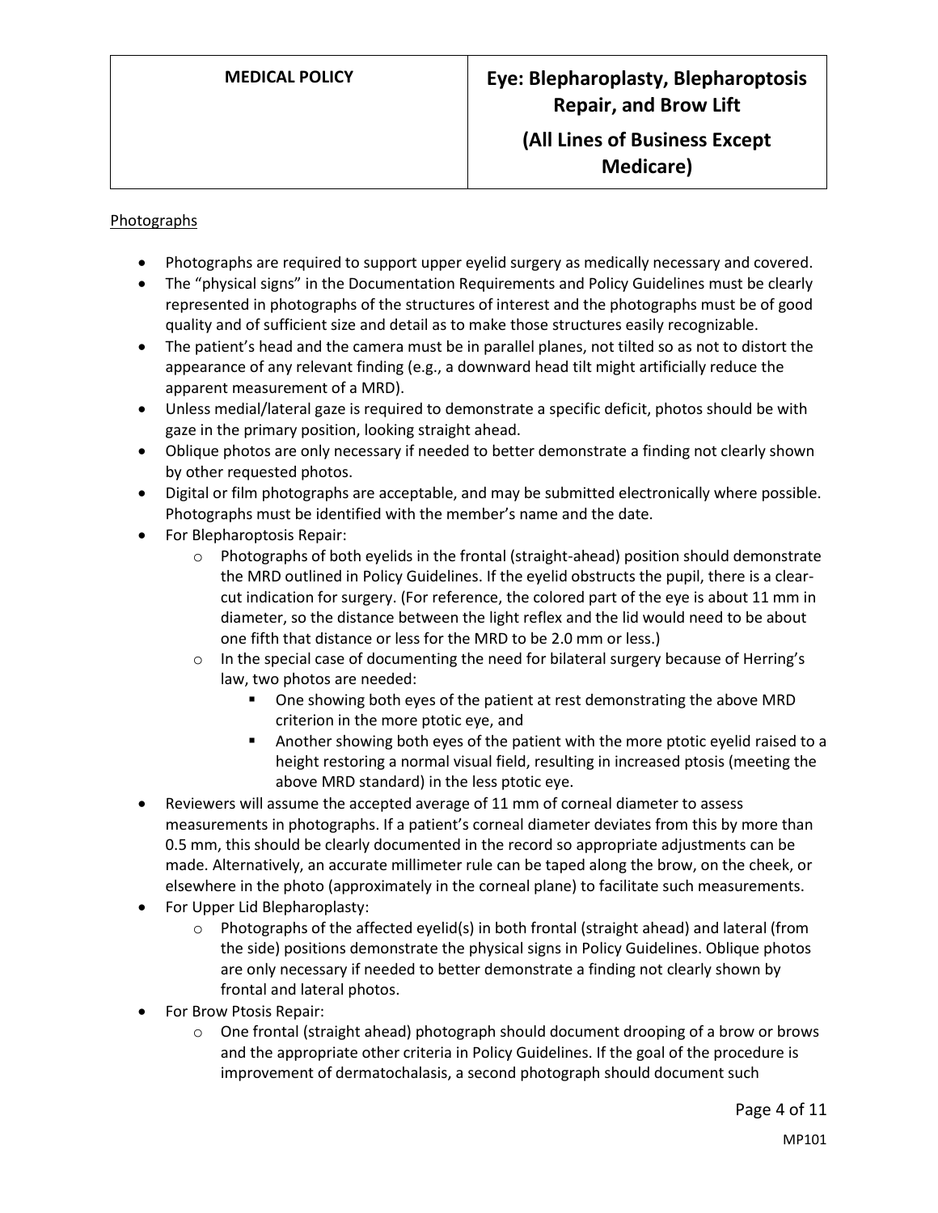Photographs

- Photographs are required to support upper eyelid surgery as medically necessary and covered.
- The "physical signs" in the Documentation Requirements and Policy Guidelines must be clearly represented in photographs of the structures of interest and the photographs must be of good quality and of sufficient size and detail as to make those structures easily recognizable.
- The patient's head and the camera must be in parallel planes, not tilted so as not to distort the appearance of any relevant finding (e.g., a downward head tilt might artificially reduce the apparent measurement of a MRD).
- Unless medial/lateral gaze is required to demonstrate a specific deficit, photos should be with gaze in the primary position, looking straight ahead.
- Oblique photos are only necessary if needed to better demonstrate a finding not clearly shown by other requested photos.
- Digital or film photographs are acceptable, and may be submitted electronically where possible. Photographs must be identified with the member's name and the date.
- For Blepharoptosis Repair:
    - Photographs of both eyelids in the frontal (straight-ahead) position should demonstrate the MRD outlined in Policy Guidelines. If the eyelid obstructs the pupil, there is a clear-cut indication for surgery. (For reference, the colored part of the eye is about 11 mm in diameter, so the distance between the light reflex and the lid would need to be about one fifth that distance or less for the MRD to be 2.0 mm or less.)
    - In the special case of documenting the need for bilateral surgery because of Herring's law, two photos are needed:
        - One showing both eyes of the patient at rest demonstrating the above MRD criterion in the more ptotic eye, and
        - Another showing both eyes of the patient with the more ptotic eyelid raised to a height restoring a normal visual field, resulting in increased ptosis (meeting the above MRD standard) in the less ptotic eye.
- Reviewers will assume the accepted average of 11 mm of corneal diameter to assess measurements in photographs. If a patient's corneal diameter deviates from this by more than 0.5 mm, this should be clearly documented in the record so appropriate adjustments can be made. Alternatively, an accurate millimeter rule can be taped along the brow, on the cheek, or elsewhere in the photo (approximately in the corneal plane) to facilitate such measurements.
- For Upper Lid Blepharoplasty:
    - Photographs of the affected eyelid(s) in both frontal (straight ahead) and lateral (from the side) positions demonstrate the physical signs in Policy Guidelines. Oblique photos are only necessary if needed to better demonstrate a finding not clearly shown by frontal and lateral photos.
- For Brow Ptosis Repair:
    - One frontal (straight ahead) photograph should document drooping of a brow or brows and the appropriate other criteria in Policy Guidelines. If the goal of the procedure is improvement of dermatochalasis, a second photograph should document such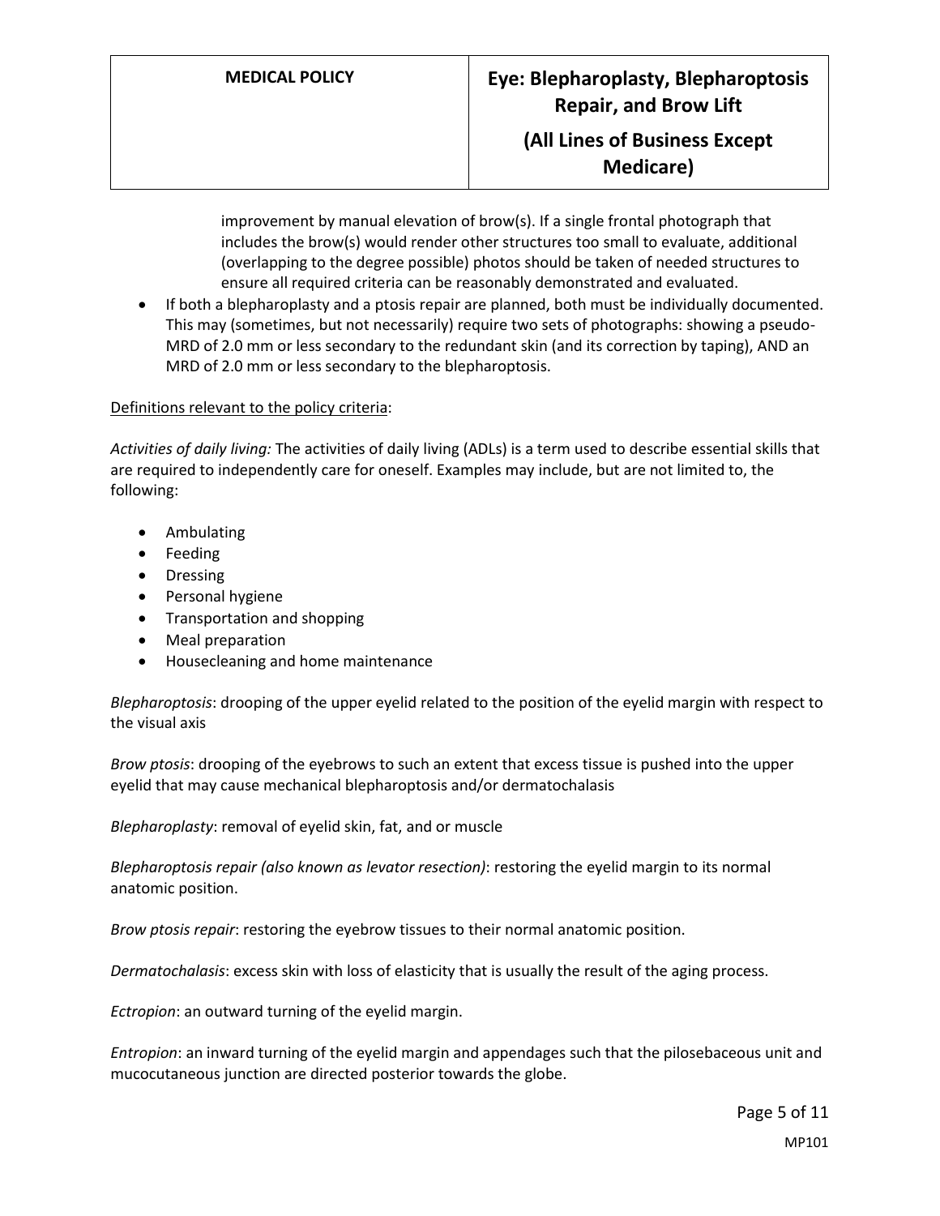improvement by manual elevation of brow(s). If a single frontal photograph that includes the brow(s) would render other structures too small to evaluate, additional (overlapping to the degree possible) photos should be taken of needed structures to ensure all required criteria can be reasonably demonstrated and evaluated.

- If both a blepharoplasty and a ptosis repair are planned, both must be individually documented. This may (sometimes, but not necessarily) require two sets of photographs: showing a pseudo-MRD of 2.0 mm or less secondary to the redundant skin (and its correction by taping), AND an MRD of 2.0 mm or less secondary to the blepharoptosis.

Definitions relevant to the policy criteria:

*Activities of daily living:* The activities of daily living (ADLs) is a term used to describe essential skills that are required to independently care for oneself. Examples may include, but are not limited to, the following:

- Ambulating
- Feeding
- Dressing
- Personal hygiene
- Transportation and shopping
- Meal preparation
- Housecleaning and home maintenance

*Blepharoptosis*: drooping of the upper eyelid related to the position of the eyelid margin with respect to the visual axis

*Brow ptosis*: drooping of the eyebrows to such an extent that excess tissue is pushed into the upper eyelid that may cause mechanical blepharoptosis and/or dermatochalasis

*Blepharoplasty*: removal of eyelid skin, fat, and or muscle

*Blepharoptosis repair (also known as levator resection)*: restoring the eyelid margin to its normal anatomic position.

*Brow ptosis repair*: restoring the eyebrow tissues to their normal anatomic position.

*Dermatochalasis*: excess skin with loss of elasticity that is usually the result of the aging process.

*Ectropion*: an outward turning of the eyelid margin.

*Entropion*: an inward turning of the eyelid margin and appendages such that the pilosebaceous unit and mucocutaneous junction are directed posterior towards the globe.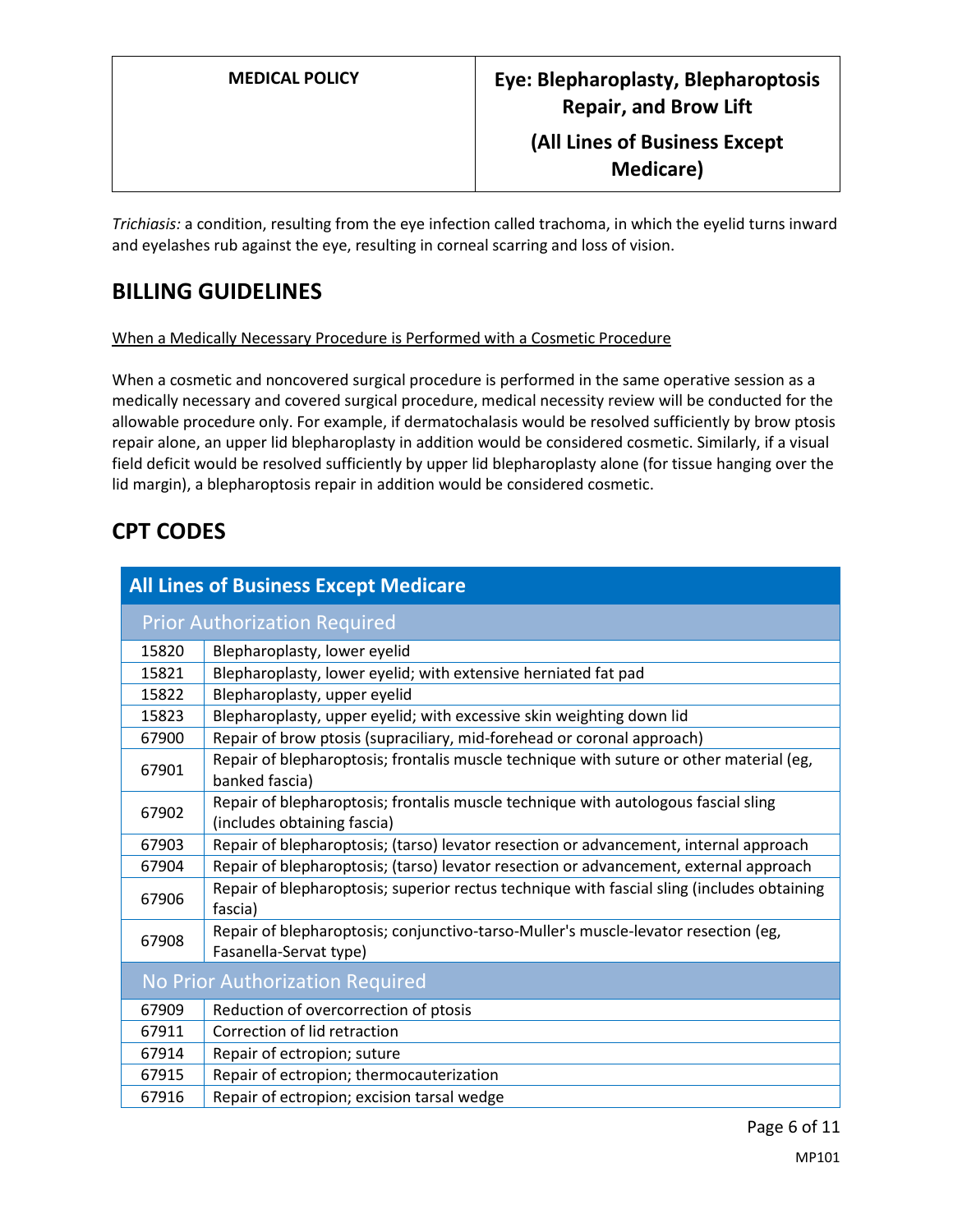*Trichiasis:* a condition, resulting from the eye infection called trachoma, in which the eyelid turns inward and eyelashes rub against the eye, resulting in corneal scarring and loss of vision.

## BILLING GUIDELINES

When a Medically Necessary Procedure is Performed with a Cosmetic Procedure

When a cosmetic and noncovered surgical procedure is performed in the same operative session as a medically necessary and covered surgical procedure, medical necessity review will be conducted for the allowable procedure only. For example, if dermatochalasis would be resolved sufficiently by brow ptosis repair alone, an upper lid blepharoplasty in addition would be considered cosmetic. Similarly, if a visual field deficit would be resolved sufficiently by upper lid blepharoplasty alone (for tissue hanging over the lid margin), a blepharoptosis repair in addition would be considered cosmetic.

## CPT CODES

| All Lines of Business Except Medicare | |
|---|---|
| **Prior Authorization Required** | |
| 15820 | Blepharoplasty, lower eyelid |
| 15821 | Blepharoplasty, lower eyelid; with extensive herniated fat pad |
| 15822 | Blepharoplasty, upper eyelid |
| 15823 | Blepharoplasty, upper eyelid; with excessive skin weighting down lid |
| 67900 | Repair of brow ptosis (supraciliary, mid-forehead or coronal approach) |
| 67901 | Repair of blepharoptosis; frontalis muscle technique with suture or other material (eg, banked fascia) |
| 67902 | Repair of blepharoptosis; frontalis muscle technique with autologous fascial sling (includes obtaining fascia) |
| 67903 | Repair of blepharoptosis; (tarso) levator resection or advancement, internal approach |
| 67904 | Repair of blepharoptosis; (tarso) levator resection or advancement, external approach |
| 67906 | Repair of blepharoptosis; superior rectus technique with fascial sling (includes obtaining fascia) |
| 67908 | Repair of blepharoptosis; conjunctivo-tarso-Muller's muscle-levator resection (eg, Fasanella-Servat type) |
| **No Prior Authorization Required** | |
| 67909 | Reduction of overcorrection of ptosis |
| 67911 | Correction of lid retraction |
| 67914 | Repair of ectropion; suture |
| 67915 | Repair of ectropion; thermocauterization |
| 67916 | Repair of ectropion; excision tarsal wedge |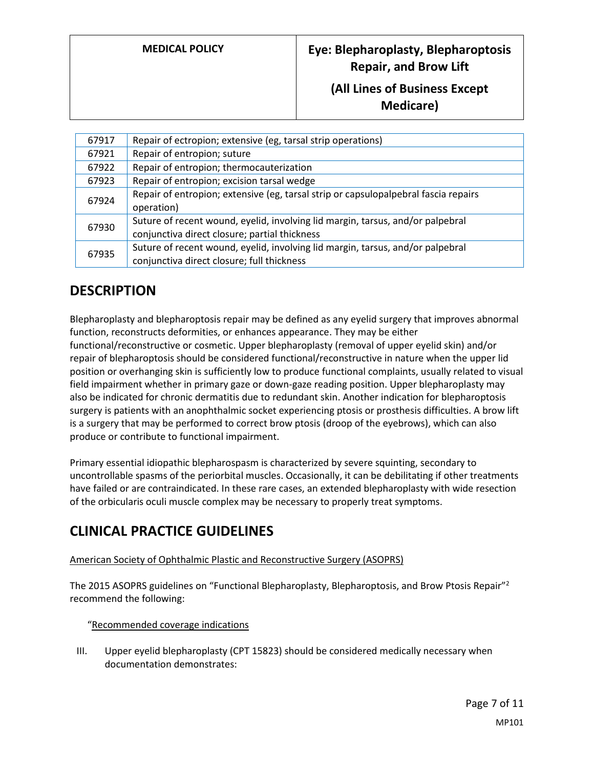| 67917 | Repair of ectropion; extensive (eg, tarsal strip operations) |
|---|---|
| 67921 | Repair of entropion; suture |
| 67922 | Repair of entropion; thermocauterization |
| 67923 | Repair of entropion; excision tarsal wedge |
| 67924 | Repair of entropion; extensive (eg, tarsal strip or capsulopalpebral fascia repairs operation) |
| 67930 | Suture of recent wound, eyelid, involving lid margin, tarsus, and/or palpebral conjunctiva direct closure; partial thickness |
| 67935 | Suture of recent wound, eyelid, involving lid margin, tarsus, and/or palpebral conjunctiva direct closure; full thickness |

## DESCRIPTION

Blepharoplasty and blepharoptosis repair may be defined as any eyelid surgery that improves abnormal function, reconstructs deformities, or enhances appearance. They may be either functional/reconstructive or cosmetic. Upper blepharoplasty (removal of upper eyelid skin) and/or repair of blepharoptosis should be considered functional/reconstructive in nature when the upper lid position or overhanging skin is sufficiently low to produce functional complaints, usually related to visual field impairment whether in primary gaze or down-gaze reading position. Upper blepharoplasty may also be indicated for chronic dermatitis due to redundant skin. Another indication for blepharoptosis surgery is patients with an anophthalmic socket experiencing ptosis or prosthesis difficulties. A brow lift is a surgery that may be performed to correct brow ptosis (droop of the eyebrows), which can also produce or contribute to functional impairment.

Primary essential idiopathic blepharospasm is characterized by severe squinting, secondary to uncontrollable spasms of the periorbital muscles. Occasionally, it can be debilitating if other treatments have failed or are contraindicated. In these rare cases, an extended blepharoplasty with wide resection of the orbicularis oculi muscle complex may be necessary to properly treat symptoms.

## CLINICAL PRACTICE GUIDELINES

American Society of Ophthalmic Plastic and Reconstructive Surgery (ASOPRS)

The 2015 ASOPRS guidelines on "Functional Blepharoplasty, Blepharoptosis, and Brow Ptosis Repair"[2] recommend the following:

"Recommended coverage indications

III. Upper eyelid blepharoplasty (CPT 15823) should be considered medically necessary when documentation demonstrates: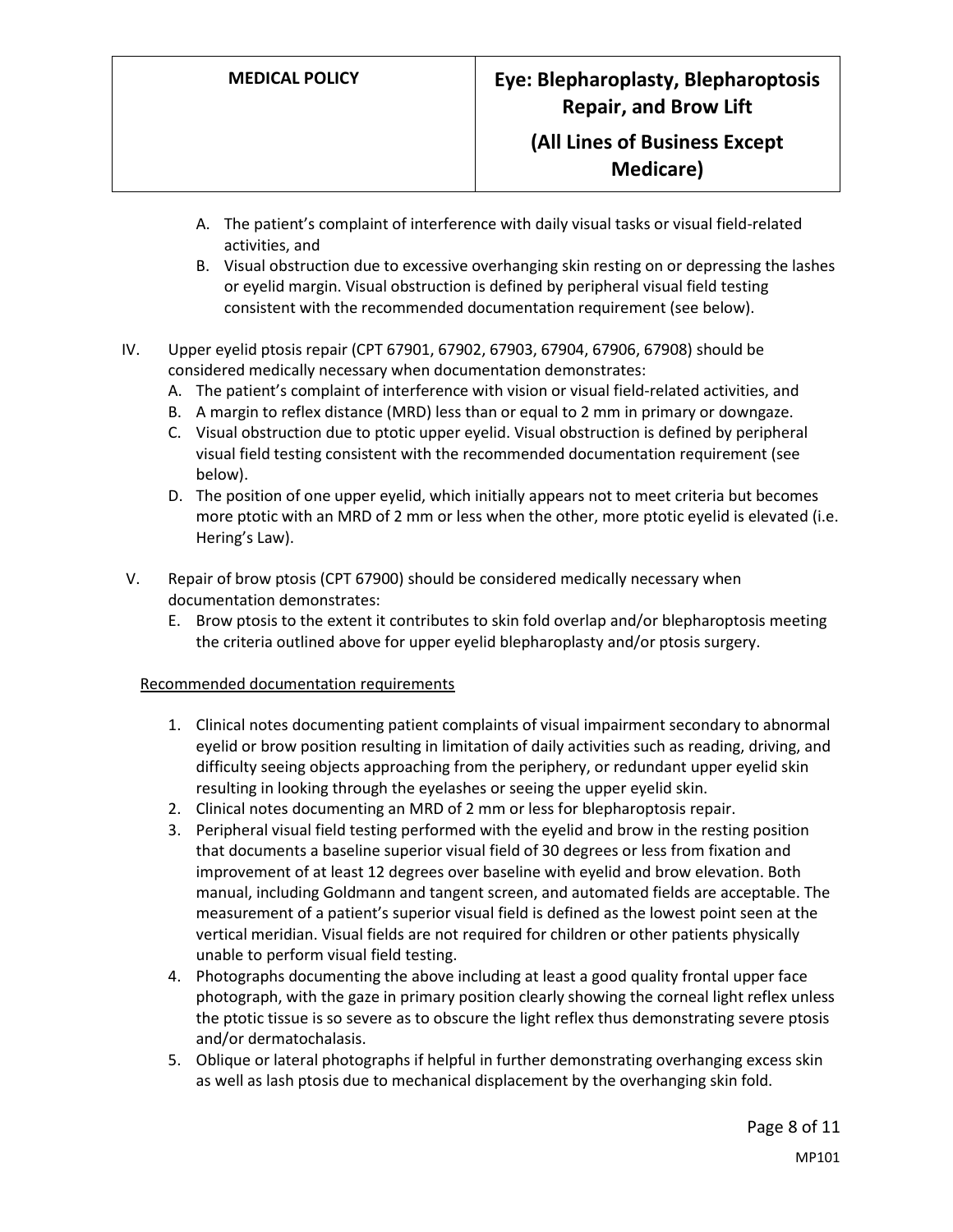A. The patient's complaint of interference with daily visual tasks or visual field-related activities, and
B. Visual obstruction due to excessive overhanging skin resting on or depressing the lashes or eyelid margin. Visual obstruction is defined by peripheral visual field testing consistent with the recommended documentation requirement (see below).

IV. Upper eyelid ptosis repair (CPT 67901, 67902, 67903, 67904, 67906, 67908) should be considered medically necessary when documentation demonstrates:
   A. The patient's complaint of interference with vision or visual field-related activities, and
   B. A margin to reflex distance (MRD) less than or equal to 2 mm in primary or downgaze.
   C. Visual obstruction due to ptotic upper eyelid. Visual obstruction is defined by peripheral visual field testing consistent with the recommended documentation requirement (see below).
   D. The position of one upper eyelid, which initially appears not to meet criteria but becomes more ptotic with an MRD of 2 mm or less when the other, more ptotic eyelid is elevated (i.e. Hering's Law).

V. Repair of brow ptosis (CPT 67900) should be considered medically necessary when documentation demonstrates:
   E. Brow ptosis to the extent it contributes to skin fold overlap and/or blepharoptosis meeting the criteria outlined above for upper eyelid blepharoplasty and/or ptosis surgery.

<u>Recommended documentation requirements</u>

1. Clinical notes documenting patient complaints of visual impairment secondary to abnormal eyelid or brow position resulting in limitation of daily activities such as reading, driving, and difficulty seeing objects approaching from the periphery, or redundant upper eyelid skin resulting in looking through the eyelashes or seeing the upper eyelid skin.
2. Clinical notes documenting an MRD of 2 mm or less for blepharoptosis repair.
3. Peripheral visual field testing performed with the eyelid and brow in the resting position that documents a baseline superior visual field of 30 degrees or less from fixation and improvement of at least 12 degrees over baseline with eyelid and brow elevation. Both manual, including Goldmann and tangent screen, and automated fields are acceptable. The measurement of a patient's superior visual field is defined as the lowest point seen at the vertical meridian. Visual fields are not required for children or other patients physically unable to perform visual field testing.
4. Photographs documenting the above including at least a good quality frontal upper face photograph, with the gaze in primary position clearly showing the corneal light reflex unless the ptotic tissue is so severe as to obscure the light reflex thus demonstrating severe ptosis and/or dermatochalasis.
5. Oblique or lateral photographs if helpful in further demonstrating overhanging excess skin as well as lash ptosis due to mechanical displacement by the overhanging skin fold.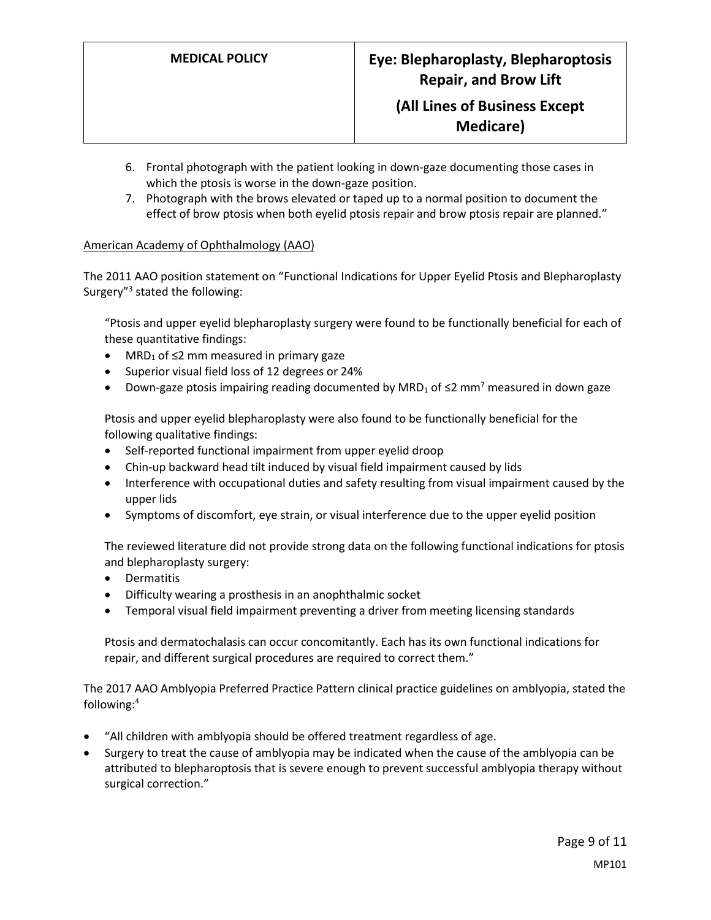6. Frontal photograph with the patient looking in down-gaze documenting those cases in which the ptosis is worse in the down-gaze position.
7. Photograph with the brows elevated or taped up to a normal position to document the effect of brow ptosis when both eyelid ptosis repair and brow ptosis repair are planned."

American Academy of Ophthalmology (AAO)

The 2011 AAO position statement on "Functional Indications for Upper Eyelid Ptosis and Blepharoplasty Surgery"[3] stated the following:

> "Ptosis and upper eyelid blepharoplasty surgery were found to be functionally beneficial for each of these quantitative findings:
>
> - $MRD_1$ of ≤2 mm measured in primary gaze
> - Superior visual field loss of 12 degrees or 24%
> - Down-gaze ptosis impairing reading documented by $MRD_1$ of ≤2 mm[7] measured in down gaze
>
> Ptosis and upper eyelid blepharoplasty were also found to be functionally beneficial for the following qualitative findings:
>
> - Self-reported functional impairment from upper eyelid droop
> - Chin-up backward head tilt induced by visual field impairment caused by lids
> - Interference with occupational duties and safety resulting from visual impairment caused by the upper lids
> - Symptoms of discomfort, eye strain, or visual interference due to the upper eyelid position
>
> The reviewed literature did not provide strong data on the following functional indications for ptosis and blepharoplasty surgery:
>
> - Dermatitis
> - Difficulty wearing a prosthesis in an anophthalmic socket
> - Temporal visual field impairment preventing a driver from meeting licensing standards
>
> Ptosis and dermatochalasis can occur concomitantly. Each has its own functional indications for repair, and different surgical procedures are required to correct them."

The 2017 AAO Amblyopia Preferred Practice Pattern clinical practice guidelines on amblyopia, stated the following:[4]

- "All children with amblyopia should be offered treatment regardless of age.
- Surgery to treat the cause of amblyopia may be indicated when the cause of the amblyopia can be attributed to blepharoptosis that is severe enough to prevent successful amblyopia therapy without surgical correction."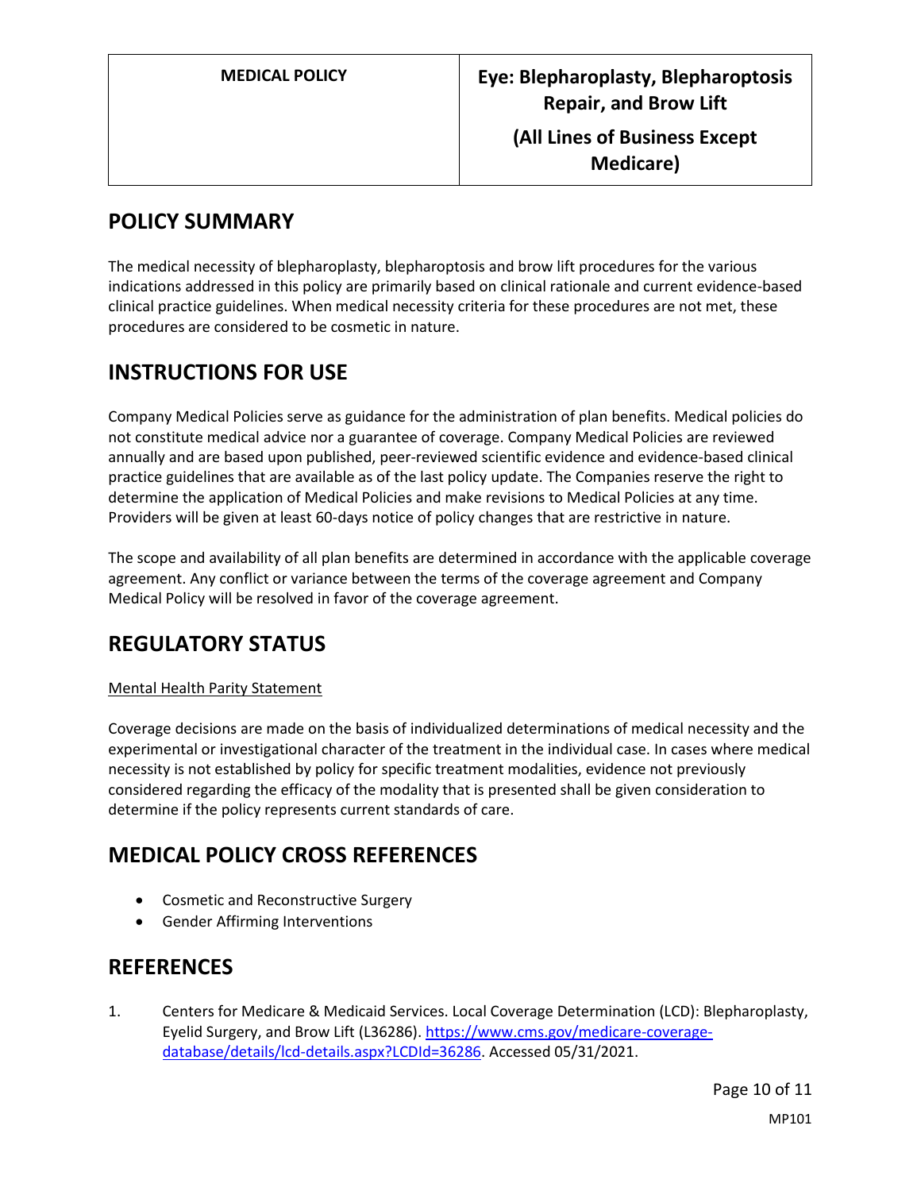| MEDICAL POLICY | Eye: Blepharoplasty, Blepharoptosis Repair, and Brow Lift (All Lines of Business Except Medicare) |
| --- | --- |

## POLICY SUMMARY

The medical necessity of blepharoplasty, blepharoptosis and brow lift procedures for the various indications addressed in this policy are primarily based on clinical rationale and current evidence-based clinical practice guidelines. When medical necessity criteria for these procedures are not met, these procedures are considered to be cosmetic in nature.

## INSTRUCTIONS FOR USE

Company Medical Policies serve as guidance for the administration of plan benefits. Medical policies do not constitute medical advice nor a guarantee of coverage. Company Medical Policies are reviewed annually and are based upon published, peer-reviewed scientific evidence and evidence-based clinical practice guidelines that are available as of the last policy update. The Companies reserve the right to determine the application of Medical Policies and make revisions to Medical Policies at any time. Providers will be given at least 60-days notice of policy changes that are restrictive in nature.

The scope and availability of all plan benefits are determined in accordance with the applicable coverage agreement. Any conflict or variance between the terms of the coverage agreement and Company Medical Policy will be resolved in favor of the coverage agreement.

## REGULATORY STATUS

Mental Health Parity Statement

Coverage decisions are made on the basis of individualized determinations of medical necessity and the experimental or investigational character of the treatment in the individual case. In cases where medical necessity is not established by policy for specific treatment modalities, evidence not previously considered regarding the efficacy of the modality that is presented shall be given consideration to determine if the policy represents current standards of care.

## MEDICAL POLICY CROSS REFERENCES

- Cosmetic and Reconstructive Surgery
- Gender Affirming Interventions

## REFERENCES

1. Centers for Medicare & Medicaid Services. Local Coverage Determination (LCD): Blepharoplasty, Eyelid Surgery, and Brow Lift (L36286). https://www.cms.gov/medicare-coverage-database/details/lcd-details.aspx?LCDId=36286. Accessed 05/31/2021.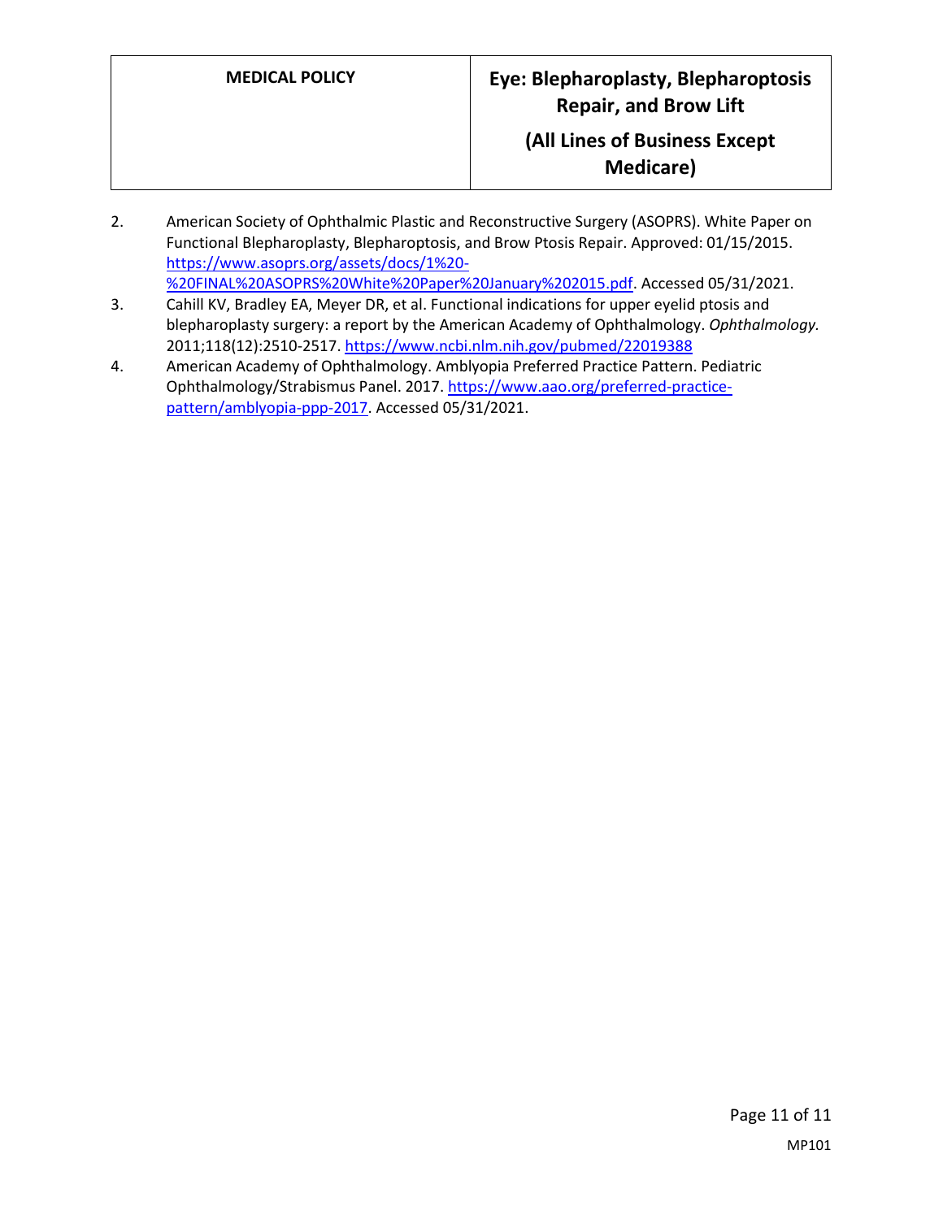2. American Society of Ophthalmic Plastic and Reconstructive Surgery (ASOPRS). White Paper on Functional Blepharoplasty, Blepharoptosis, and Brow Ptosis Repair. Approved: 01/15/2015. [https://www.asoprs.org/assets/docs/1%20-%20FINAL%20ASOPRS%20White%20Paper%20January%202015.pdf](https://www.asoprs.org/assets/docs/1%20-%20FINAL%20ASOPRS%20White%20Paper%20January%202015.pdf). Accessed 05/31/2021.
3. Cahill KV, Bradley EA, Meyer DR, et al. Functional indications for upper eyelid ptosis and blepharoplasty surgery: a report by the American Academy of Ophthalmology. *Ophthalmology.* 2011;118(12):2510-2517. [https://www.ncbi.nlm.nih.gov/pubmed/22019388](https://www.ncbi.nlm.nih.gov/pubmed/22019388)
4. American Academy of Ophthalmology. Amblyopia Preferred Practice Pattern. Pediatric Ophthalmology/Strabismus Panel. 2017. [https://www.aao.org/preferred-practice-pattern/amblyopia-ppp-2017](https://www.aao.org/preferred-practice-pattern/amblyopia-ppp-2017). Accessed 05/31/2021.